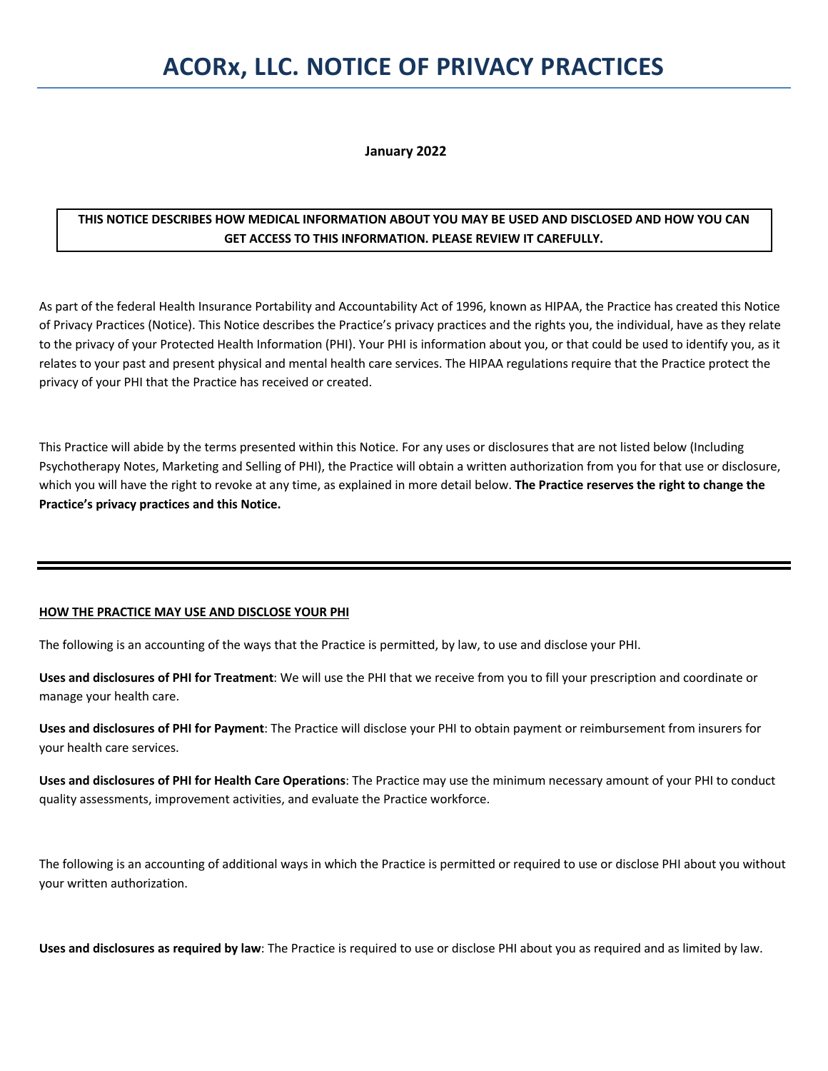# ACORx, LLC. NOTICE OF PRIVACY PRACTICES

**January 2022**

**THIS NOTICE DESCRIBES HOW MEDICAL INFORMATION ABOUT YOU MAY BE USED AND DISCLOSED AND HOW YOU CAN GET ACCESS TO THIS INFORMATION. PLEASE REVIEW IT CAREFULLY.**

As part of the federal Health Insurance Portability and Accountability Act of 1996, known as HIPAA, the Practice has created this Notice of Privacy Practices (Notice). This Notice describes the Practice's privacy practices and the rights you, the individual, have as they relate to the privacy of your Protected Health Information (PHI). Your PHI is information about you, or that could be used to identify you, as it relates to your past and present physical and mental health care services. The HIPAA regulations require that the Practice protect the privacy of your PHI that the Practice has received or created.

This Practice will abide by the terms presented within this Notice. For any uses or disclosures that are not listed below (Including Psychotherapy Notes, Marketing and Selling of PHI), the Practice will obtain a written authorization from you for that use or disclosure, which you will have the right to revoke at any time, as explained in more detail below. **The Practice reserves the right to change the Practice's privacy practices and this Notice.**

---

## HOW THE PRACTICE MAY USE AND DISCLOSE YOUR PHI

The following is an accounting of the ways that the Practice is permitted, by law, to use and disclose your PHI.

**Uses and disclosures of PHI for Treatment**: We will use the PHI that we receive from you to fill your prescription and coordinate or manage your health care.

**Uses and disclosures of PHI for Payment**: The Practice will disclose your PHI to obtain payment or reimbursement from insurers for your health care services.

**Uses and disclosures of PHI for Health Care Operations**: The Practice may use the minimum necessary amount of your PHI to conduct quality assessments, improvement activities, and evaluate the Practice workforce.

The following is an accounting of additional ways in which the Practice is permitted or required to use or disclose PHI about you without your written authorization.

**Uses and disclosures as required by law**: The Practice is required to use or disclose PHI about you as required and as limited by law.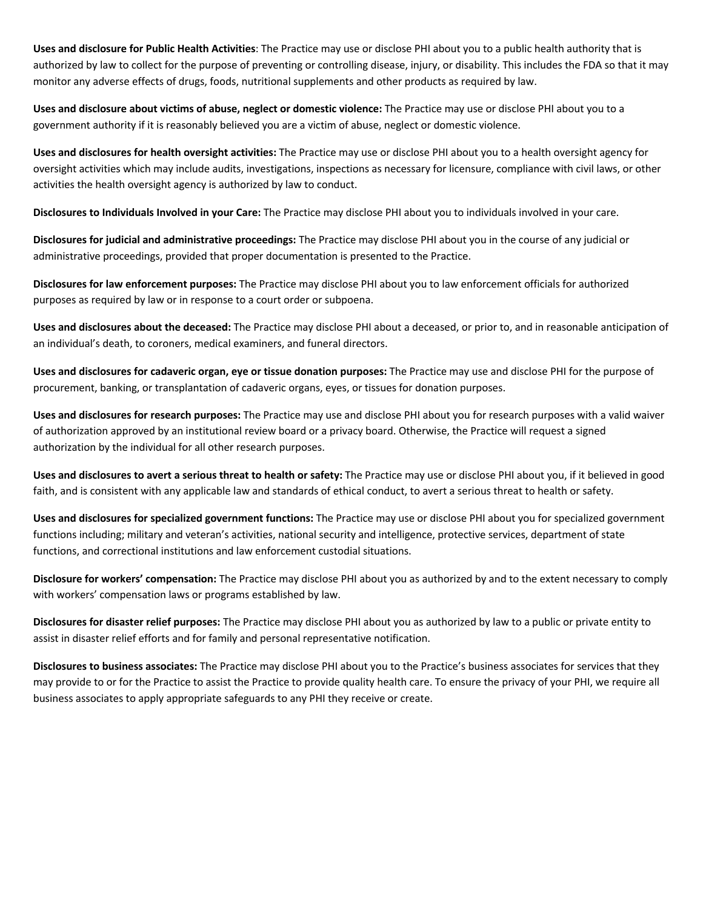**Uses and disclosure for Public Health Activities**: The Practice may use or disclose PHI about you to a public health authority that is authorized by law to collect for the purpose of preventing or controlling disease, injury, or disability. This includes the FDA so that it may monitor any adverse effects of drugs, foods, nutritional supplements and other products as required by law.

**Uses and disclosure about victims of abuse, neglect or domestic violence:** The Practice may use or disclose PHI about you to a government authority if it is reasonably believed you are a victim of abuse, neglect or domestic violence.

**Uses and disclosures for health oversight activities:** The Practice may use or disclose PHI about you to a health oversight agency for oversight activities which may include audits, investigations, inspections as necessary for licensure, compliance with civil laws, or other activities the health oversight agency is authorized by law to conduct.

**Disclosures to Individuals Involved in your Care:** The Practice may disclose PHI about you to individuals involved in your care.

**Disclosures for judicial and administrative proceedings:** The Practice may disclose PHI about you in the course of any judicial or administrative proceedings, provided that proper documentation is presented to the Practice.

**Disclosures for law enforcement purposes:** The Practice may disclose PHI about you to law enforcement officials for authorized purposes as required by law or in response to a court order or subpoena.

**Uses and disclosures about the deceased:** The Practice may disclose PHI about a deceased, or prior to, and in reasonable anticipation of an individual's death, to coroners, medical examiners, and funeral directors.

**Uses and disclosures for cadaveric organ, eye or tissue donation purposes:** The Practice may use and disclose PHI for the purpose of procurement, banking, or transplantation of cadaveric organs, eyes, or tissues for donation purposes.

**Uses and disclosures for research purposes:** The Practice may use and disclose PHI about you for research purposes with a valid waiver of authorization approved by an institutional review board or a privacy board. Otherwise, the Practice will request a signed authorization by the individual for all other research purposes.

**Uses and disclosures to avert a serious threat to health or safety:** The Practice may use or disclose PHI about you, if it believed in good faith, and is consistent with any applicable law and standards of ethical conduct, to avert a serious threat to health or safety.

**Uses and disclosures for specialized government functions:** The Practice may use or disclose PHI about you for specialized government functions including; military and veteran's activities, national security and intelligence, protective services, department of state functions, and correctional institutions and law enforcement custodial situations.

**Disclosure for workers' compensation:** The Practice may disclose PHI about you as authorized by and to the extent necessary to comply with workers' compensation laws or programs established by law.

**Disclosures for disaster relief purposes:** The Practice may disclose PHI about you as authorized by law to a public or private entity to assist in disaster relief efforts and for family and personal representative notification.

**Disclosures to business associates:** The Practice may disclose PHI about you to the Practice's business associates for services that they may provide to or for the Practice to assist the Practice to provide quality health care. To ensure the privacy of your PHI, we require all business associates to apply appropriate safeguards to any PHI they receive or create.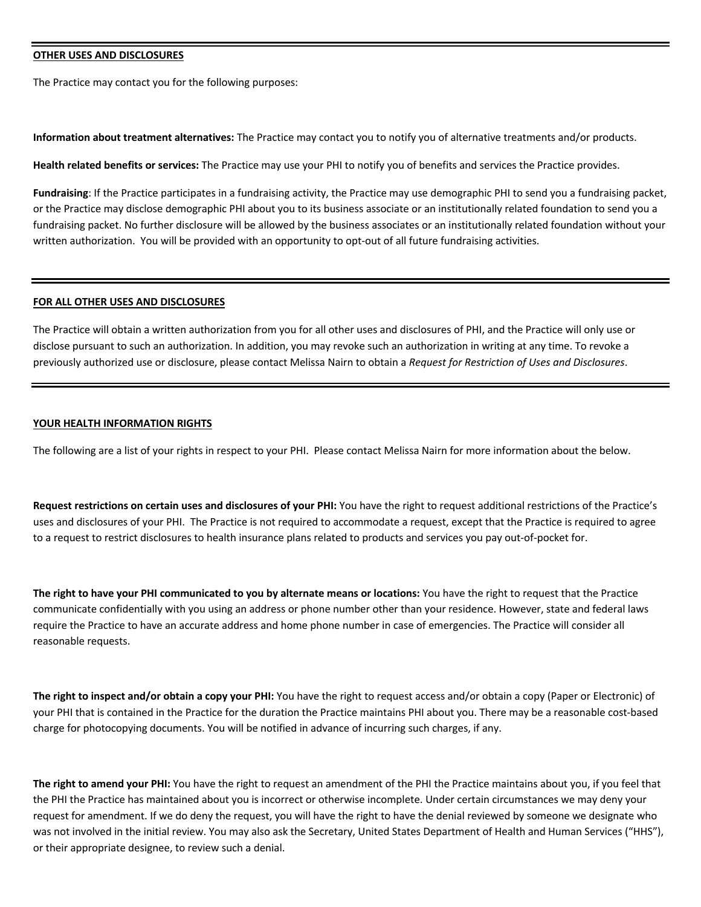## OTHER USES AND DISCLOSURES

The Practice may contact you for the following purposes:

**Information about treatment alternatives:** The Practice may contact you to notify you of alternative treatments and/or products.

**Health related benefits or services:** The Practice may use your PHI to notify you of benefits and services the Practice provides.

**Fundraising**: If the Practice participates in a fundraising activity, the Practice may use demographic PHI to send you a fundraising packet, or the Practice may disclose demographic PHI about you to its business associate or an institutionally related foundation to send you a fundraising packet. No further disclosure will be allowed by the business associates or an institutionally related foundation without your written authorization. You will be provided with an opportunity to opt-out of all future fundraising activities.

## FOR ALL OTHER USES AND DISCLOSURES

The Practice will obtain a written authorization from you for all other uses and disclosures of PHI, and the Practice will only use or disclose pursuant to such an authorization. In addition, you may revoke such an authorization in writing at any time. To revoke a previously authorized use or disclosure, please contact Melissa Nairn to obtain a *Request for Restriction of Uses and Disclosures*.

## YOUR HEALTH INFORMATION RIGHTS

The following are a list of your rights in respect to your PHI. Please contact Melissa Nairn for more information about the below.

**Request restrictions on certain uses and disclosures of your PHI:** You have the right to request additional restrictions of the Practice's uses and disclosures of your PHI. The Practice is not required to accommodate a request, except that the Practice is required to agree to a request to restrict disclosures to health insurance plans related to products and services you pay out-of-pocket for.

**The right to have your PHI communicated to you by alternate means or locations:** You have the right to request that the Practice communicate confidentially with you using an address or phone number other than your residence. However, state and federal laws require the Practice to have an accurate address and home phone number in case of emergencies. The Practice will consider all reasonable requests.

**The right to inspect and/or obtain a copy your PHI:** You have the right to request access and/or obtain a copy (Paper or Electronic) of your PHI that is contained in the Practice for the duration the Practice maintains PHI about you. There may be a reasonable cost-based charge for photocopying documents. You will be notified in advance of incurring such charges, if any.

**The right to amend your PHI:** You have the right to request an amendment of the PHI the Practice maintains about you, if you feel that the PHI the Practice has maintained about you is incorrect or otherwise incomplete. Under certain circumstances we may deny your request for amendment. If we do deny the request, you will have the right to have the denial reviewed by someone we designate who was not involved in the initial review. You may also ask the Secretary, United States Department of Health and Human Services ("HHS"), or their appropriate designee, to review such a denial.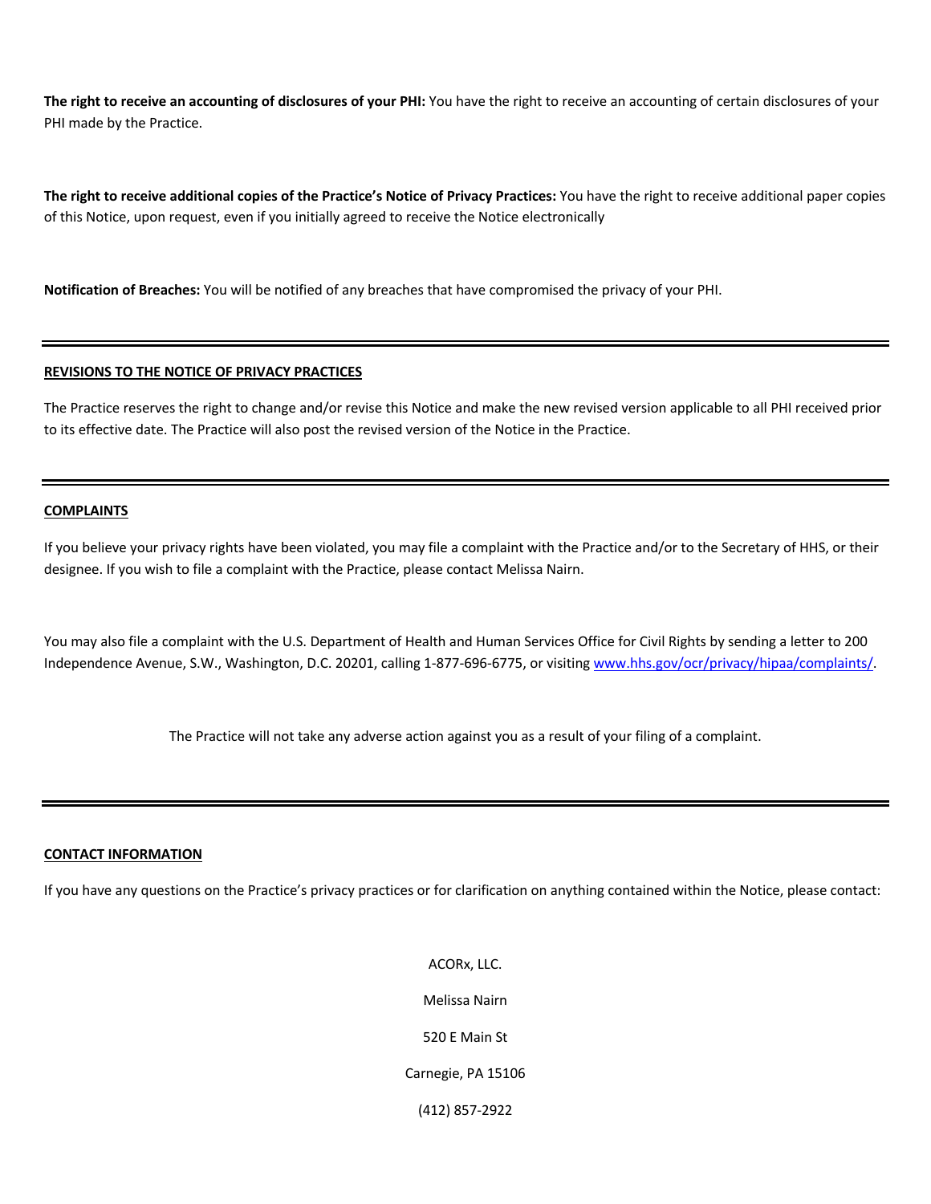**The right to receive an accounting of disclosures of your PHI:** You have the right to receive an accounting of certain disclosures of your PHI made by the Practice.

**The right to receive additional copies of the Practice's Notice of Privacy Practices:** You have the right to receive additional paper copies of this Notice, upon request, even if you initially agreed to receive the Notice electronically

**Notification of Breaches:** You will be notified of any breaches that have compromised the privacy of your PHI.

---

## REVISIONS TO THE NOTICE OF PRIVACY PRACTICES

The Practice reserves the right to change and/or revise this Notice and make the new revised version applicable to all PHI received prior to its effective date. The Practice will also post the revised version of the Notice in the Practice.

---

## COMPLAINTS

If you believe your privacy rights have been violated, you may file a complaint with the Practice and/or to the Secretary of HHS, or their designee. If you wish to file a complaint with the Practice, please contact Melissa Nairn.

You may also file a complaint with the U.S. Department of Health and Human Services Office for Civil Rights by sending a letter to 200 Independence Avenue, S.W., Washington, D.C. 20201, calling 1-877-696-6775, or visiting www.hhs.gov/ocr/privacy/hipaa/complaints/.

The Practice will not take any adverse action against you as a result of your filing of a complaint.

---

## CONTACT INFORMATION

If you have any questions on the Practice's privacy practices or for clarification on anything contained within the Notice, please contact:

ACORx, LLC.

Melissa Nairn

520 E Main St

Carnegie, PA 15106

(412) 857-2922